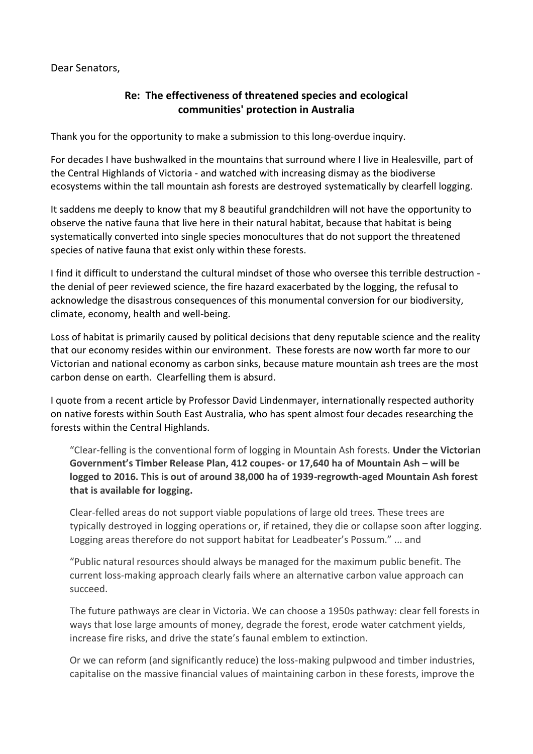Dear Senators,

**Re: The effectiveness of threatened species and ecological communities' protection in Australia**

Thank you for the opportunity to make a submission to this long-overdue inquiry.

For decades I have bushwalked in the mountains that surround where I live in Healesville, part of the Central Highlands of Victoria - and watched with increasing dismay as the biodiverse ecosystems within the tall mountain ash forests are destroyed systematically by clearfell logging.

It saddens me deeply to know that my 8 beautiful grandchildren will not have the opportunity to observe the native fauna that live here in their natural habitat, because that habitat is being systematically converted into single species monocultures that do not support the threatened species of native fauna that exist only within these forests.

I find it difficult to understand the cultural mindset of those who oversee this terrible destruction - the denial of peer reviewed science, the fire hazard exacerbated by the logging, the refusal to acknowledge the disastrous consequences of this monumental conversion for our biodiversity, climate, economy, health and well-being.

Loss of habitat is primarily caused by political decisions that deny reputable science and the reality that our economy resides within our environment. These forests are now worth far more to our Victorian and national economy as carbon sinks, because mature mountain ash trees are the most carbon dense on earth. Clearfelling them is absurd.

I quote from a recent article by Professor David Lindenmayer, internationally respected authority on native forests within South East Australia, who has spent almost four decades researching the forests within the Central Highlands.

> "Clear-felling is the conventional form of logging in Mountain Ash forests. **Under the Victorian Government's Timber Release Plan, 412 coupes- or 17,640 ha of Mountain Ash – will be logged to 2016. This is out of around 38,000 ha of 1939-regrowth-aged Mountain Ash forest that is available for logging.**
>
> Clear-felled areas do not support viable populations of large old trees. These trees are typically destroyed in logging operations or, if retained, they die or collapse soon after logging. Logging areas therefore do not support habitat for Leadbeater's Possum." ... and
>
> "Public natural resources should always be managed for the maximum public benefit. The current loss-making approach clearly fails where an alternative carbon value approach can succeed.
>
> The future pathways are clear in Victoria. We can choose a 1950s pathway: clear fell forests in ways that lose large amounts of money, degrade the forest, erode water catchment yields, increase fire risks, and drive the state's faunal emblem to extinction.
>
> Or we can reform (and significantly reduce) the loss-making pulpwood and timber industries, capitalise on the massive financial values of maintaining carbon in these forests, improve the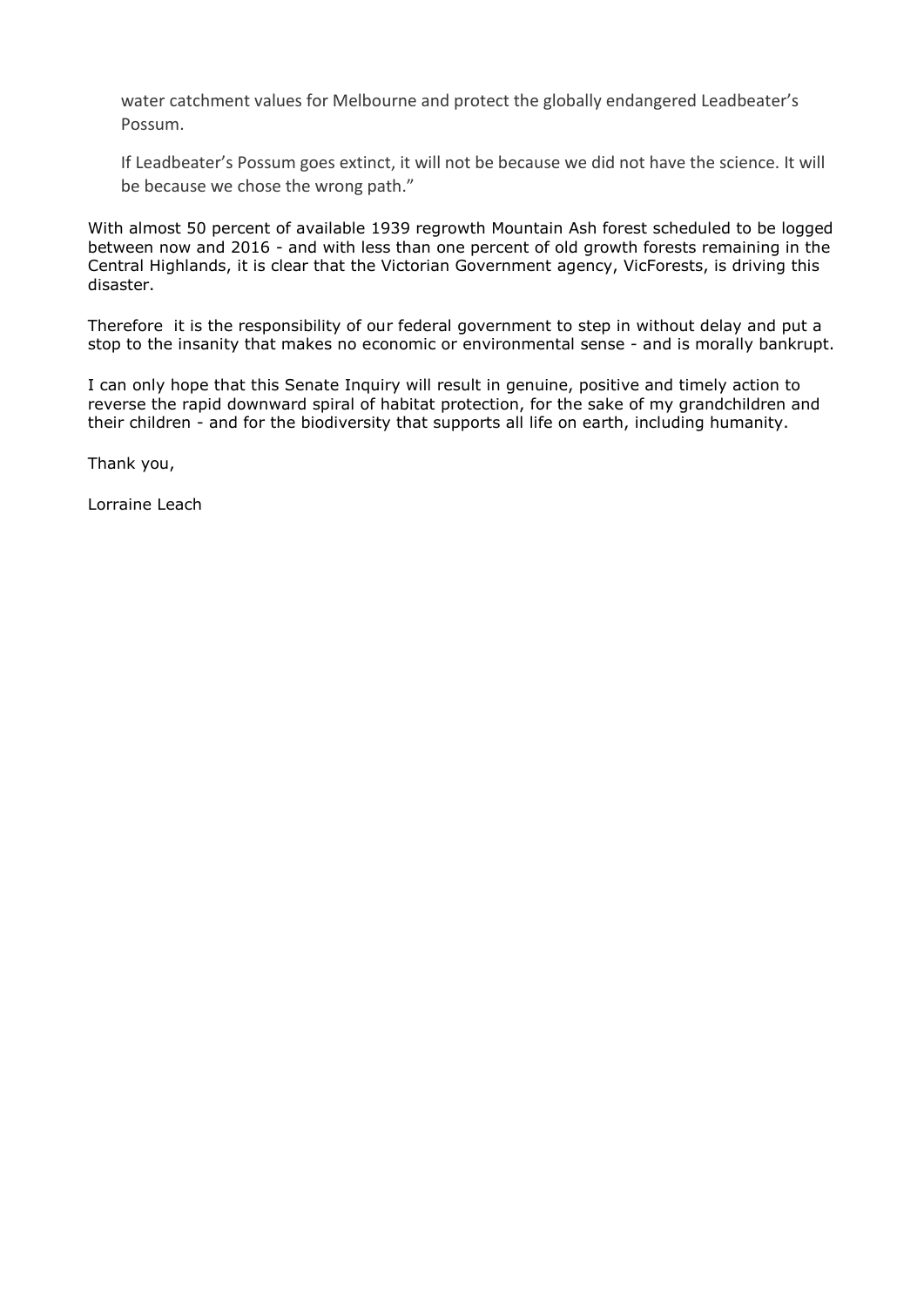> water catchment values for Melbourne and protect the globally endangered Leadbeater's Possum.
>
> If Leadbeater's Possum goes extinct, it will not be because we did not have the science. It will be because we chose the wrong path."

With almost 50 percent of available 1939 regrowth Mountain Ash forest scheduled to be logged between now and 2016 - and with less than one percent of old growth forests remaining in the Central Highlands, it is clear that the Victorian Government agency, VicForests, is driving this disaster.

Therefore it is the responsibility of our federal government to step in without delay and put a stop to the insanity that makes no economic or environmental sense - and is morally bankrupt.

I can only hope that this Senate Inquiry will result in genuine, positive and timely action to reverse the rapid downward spiral of habitat protection, for the sake of my grandchildren and their children - and for the biodiversity that supports all life on earth, including humanity.

Thank you,

Lorraine Leach